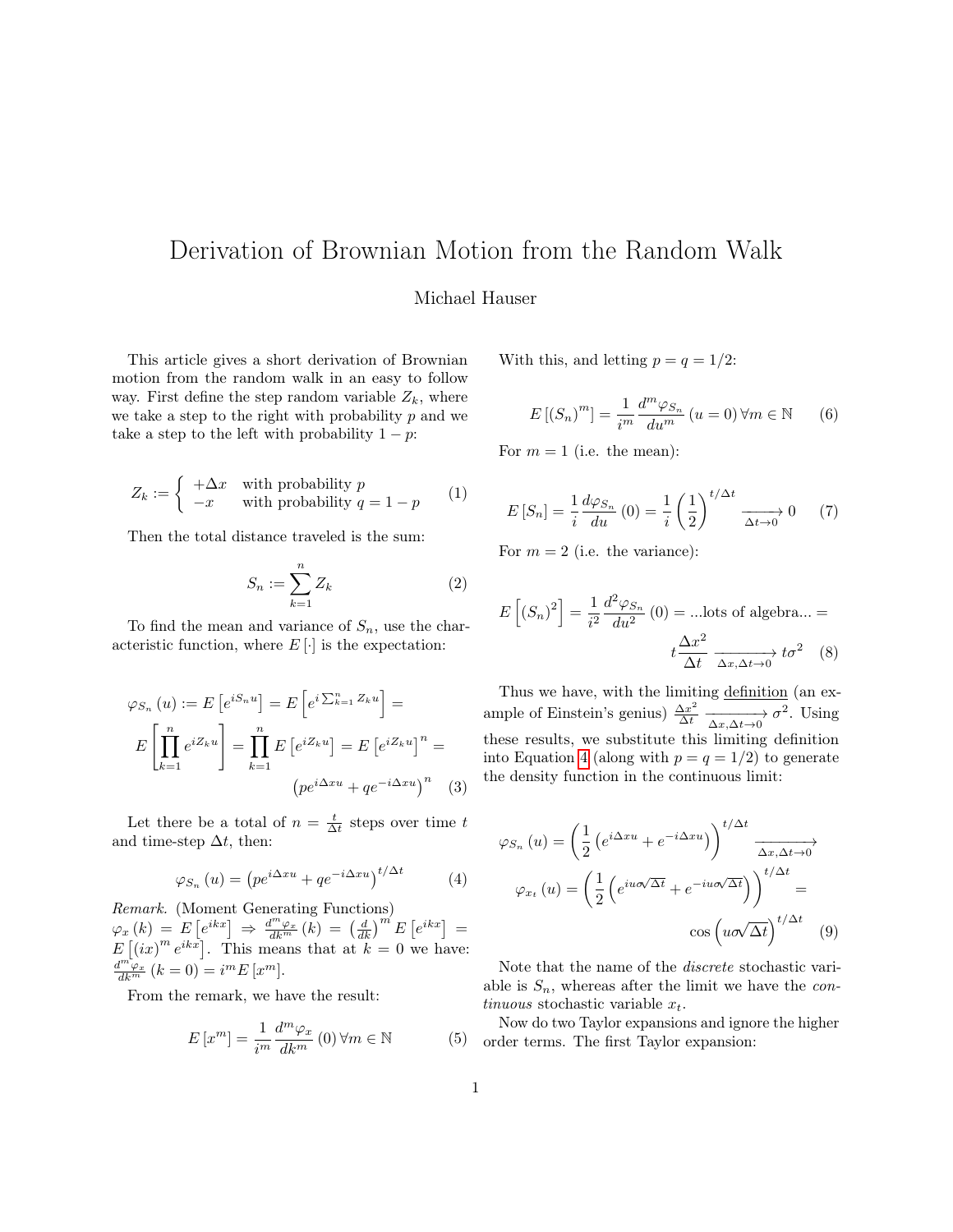# Derivation of Brownian Motion from the Random Walk

Michael Hauser

This article gives a short derivation of Brownian motion from the random walk in an easy to follow way. First define the step random variable $Z_k$, where we take a step to the right with probability $p$ and we take a step to the left with probability $1-p$:

$$Z_k := \begin{cases} +\Delta x & \text{with probability } p \\ -x & \text{with probability } q = 1-p \end{cases} \tag{1}$$

Then the total distance traveled is the sum:

$$S_n := \sum_{k=1}^{n} Z_k \tag{2}$$

To find the mean and variance of $S_n$, use the characteristic function, where $E[\cdot]$ is the expectation:

$$\varphi_{S_n}(u) := E\left[e^{iS_n u}\right] = E\left[e^{i\sum_{k=1}^{n} Z_k u}\right] = E\left[\prod_{k=1}^{n} e^{iZ_k u}\right] = \prod_{k=1}^{n} E\left[e^{iZ_k u}\right] = E\left[e^{iZ_k u}\right]^n = \left(pe^{i\Delta x u} + qe^{-i\Delta x u}\right)^n \tag{3}$$

Let there be a total of $n = \frac{t}{\Delta t}$ steps over time $t$ and time-step $\Delta t$, then:

$$\varphi_{S_n}(u) = \left(pe^{i\Delta x u} + qe^{-i\Delta x u}\right)^{t/\Delta t} \tag{4}$$

*Remark.* (Moment Generating Functions) $\varphi_x(k) = E\left[e^{ikx}\right] \Rightarrow \frac{d^m \varphi_x}{dk^m}(k) = \left(\frac{d}{dk}\right)^m E\left[e^{ikx}\right] = E\left[(ix)^m e^{ikx}\right]$. This means that at $k=0$ we have: $\frac{d^m \varphi_x}{dk^m}(k=0) = i^m E[x^m]$.

From the remark, we have the result:

$$E[x^m] = \frac{1}{i^m} \frac{d^m \varphi_x}{dk^m}(0)\, \forall m \in \mathbb{N} \tag{5}$$

With this, and letting $p = q = 1/2$:

$$E[(S_n)^m] = \frac{1}{i^m} \frac{d^m \varphi_{S_n}}{du^m}(u=0)\, \forall m \in \mathbb{N} \tag{6}$$

For $m = 1$ (i.e. the mean):

$$E[S_n] = \frac{1}{i} \frac{d\varphi_{S_n}}{du}(0) = \frac{1}{i}\left(\frac{1}{2}\right)^{t/\Delta t} \xrightarrow[\Delta t \to 0]{} 0 \tag{7}$$

For $m = 2$ (i.e. the variance):

$$E\left[(S_n)^2\right] = \frac{1}{i^2} \frac{d^2 \varphi_{S_n}}{du^2}(0) = \text{...lots of algebra...} = t\frac{\Delta x^2}{\Delta t} \xrightarrow[\Delta x, \Delta t \to 0]{} t\sigma^2 \tag{8}$$

Thus we have, with the limiting <u>definition</u> (an example of Einstein's genius) $\frac{\Delta x^2}{\Delta t} \xrightarrow[\Delta x, \Delta t \to 0]{} \sigma^2$. Using these results, we substitute this limiting definition into Equation 4 (along with $p = q = 1/2$) to generate the density function in the continuous limit:

$$\varphi_{S_n}(u) = \left(\frac{1}{2}\left(e^{i\Delta x u} + e^{-i\Delta x u}\right)\right)^{t/\Delta t} \xrightarrow[\Delta x, \Delta t \to 0]{} \varphi_{x_t}(u) = \left(\frac{1}{2}\left(e^{iu\sigma\sqrt{\Delta t}} + e^{-iu\sigma\sqrt{\Delta t}}\right)\right)^{t/\Delta t} = \cos\left(u\sigma\sqrt{\Delta t}\right)^{t/\Delta t} \tag{9}$$

Note that the name of the *discrete* stochastic variable is $S_n$, whereas after the limit we have the *continuous* stochastic variable $x_t$.

Now do two Taylor expansions and ignore the higher order terms. The first Taylor expansion: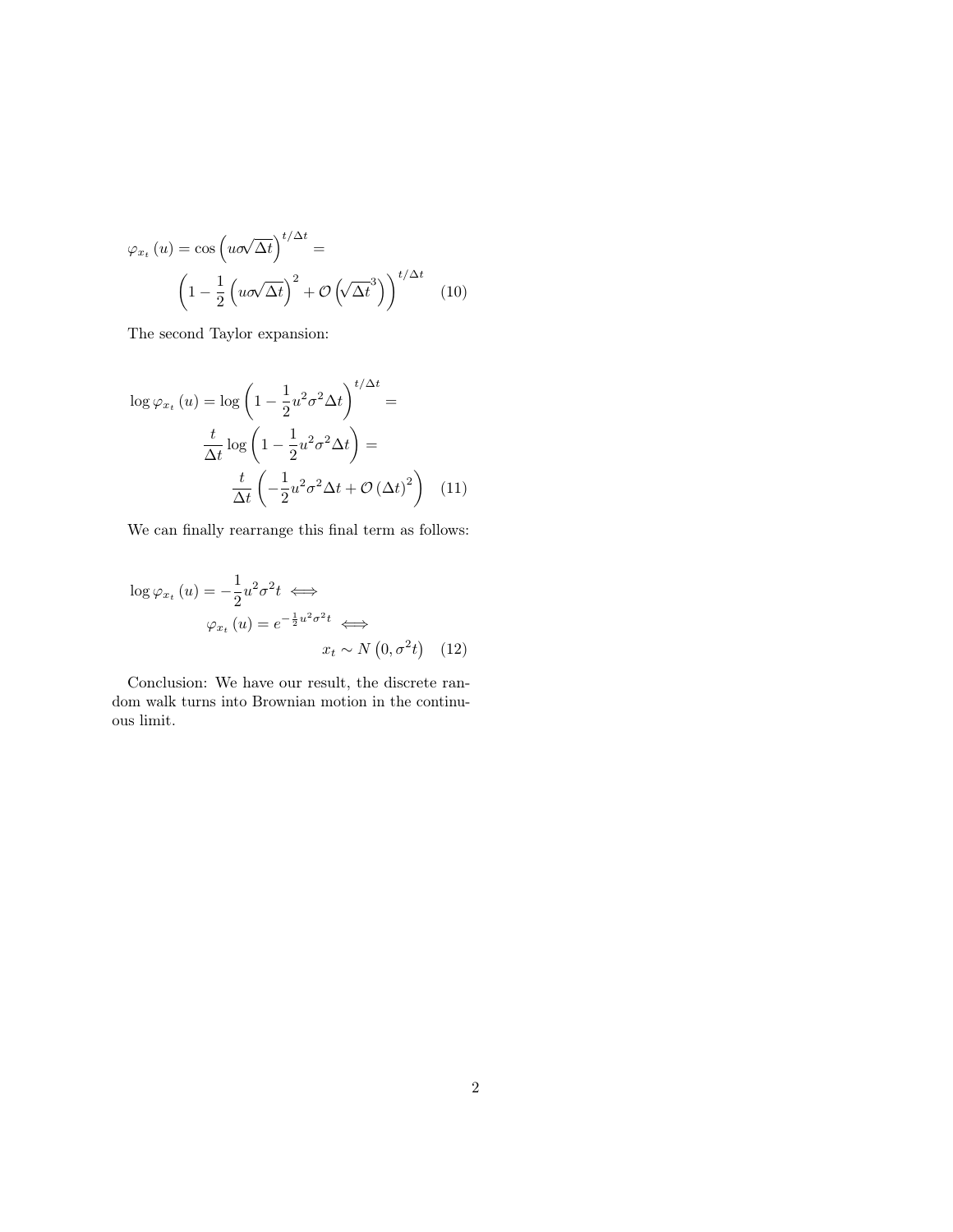$$
\varphi_{x_t}(u) = \cos\left(u\sigma\sqrt{\Delta t}\right)^{t/\Delta t} = \left(1 - \frac{1}{2}\left(u\sigma\sqrt{\Delta t}\right)^2 + \mathcal{O}\left(\sqrt{\Delta t}^3\right)\right)^{t/\Delta t} \quad (10)
$$

The second Taylor expansion:

$$
\log \varphi_{x_t}(u) = \log\left(1 - \frac{1}{2}u^2\sigma^2\Delta t\right)^{t/\Delta t} = \frac{t}{\Delta t}\log\left(1 - \frac{1}{2}u^2\sigma^2\Delta t\right) = \frac{t}{\Delta t}\left(-\frac{1}{2}u^2\sigma^2\Delta t + \mathcal{O}\left(\Delta t\right)^2\right) \quad (11)
$$

We can finally rearrange this final term as follows:

$$
\log \varphi_{x_t}(u) = -\frac{1}{2}u^2\sigma^2 t \iff \varphi_{x_t}(u) = e^{-\frac{1}{2}u^2\sigma^2 t} \iff x_t \sim N\left(0, \sigma^2 t\right) \quad (12)
$$

Conclusion: We have our result, the discrete random walk turns into Brownian motion in the continuous limit.